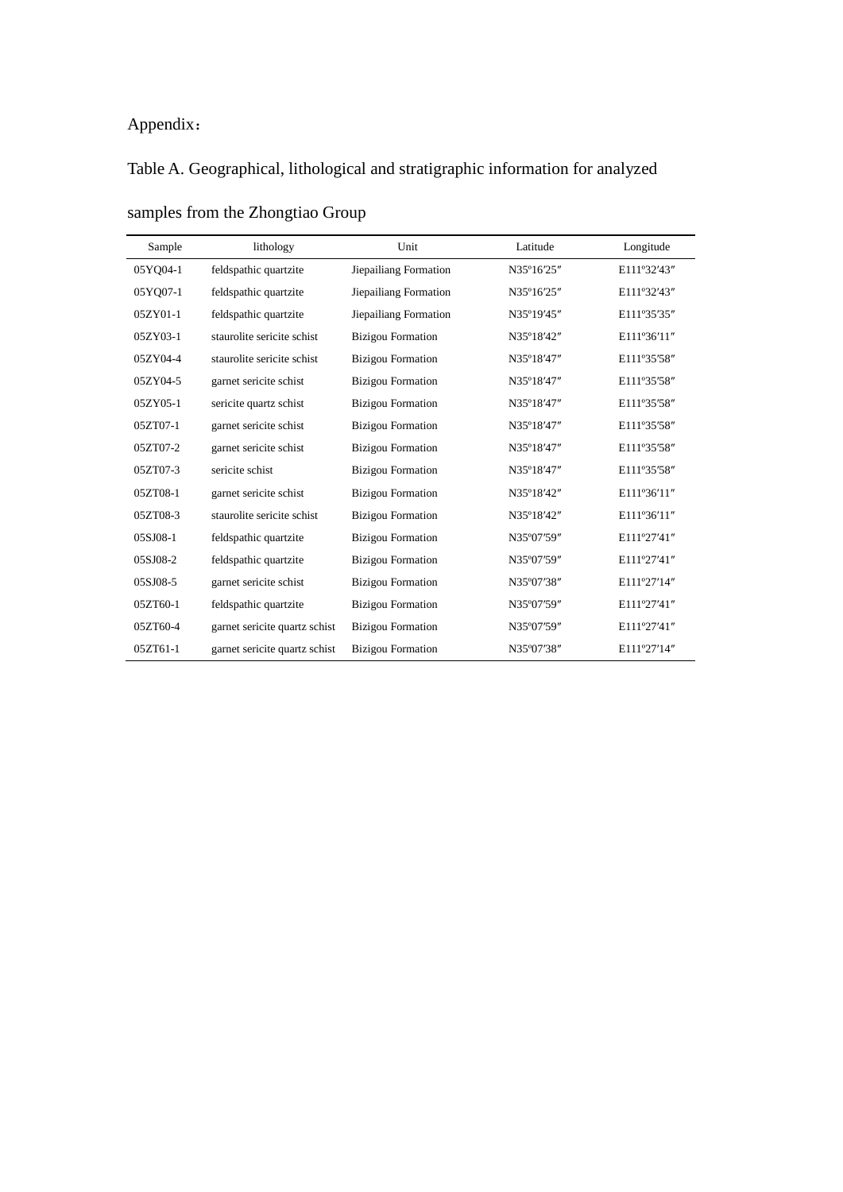Appendix：

Table A. Geographical, lithological and stratigraphic information for analyzed samples from the Zhongtiao Group

| Sample | lithology | Unit | Latitude | Longitude |
|---|---|---|---|---|
| 05YQ04-1 | feldspathic quartzite | Jiepailiang Formation | N35º16′25″ | E111º32′43″ |
| 05YQ07-1 | feldspathic quartzite | Jiepailiang Formation | N35º16′25″ | E111º32′43″ |
| 05ZY01-1 | feldspathic quartzite | Jiepailiang Formation | N35º19′45″ | E111º35′35″ |
| 05ZY03-1 | staurolite sericite schist | Bizigou Formation | N35º18′42″ | E111º36′11″ |
| 05ZY04-4 | staurolite sericite schist | Bizigou Formation | N35º18′47″ | E111º35′58″ |
| 05ZY04-5 | garnet sericite schist | Bizigou Formation | N35º18′47″ | E111º35′58″ |
| 05ZY05-1 | sericite quartz schist | Bizigou Formation | N35º18′47″ | E111º35′58″ |
| 05ZT07-1 | garnet sericite schist | Bizigou Formation | N35º18′47″ | E111º35′58″ |
| 05ZT07-2 | garnet sericite schist | Bizigou Formation | N35º18′47″ | E111º35′58″ |
| 05ZT07-3 | sericite schist | Bizigou Formation | N35º18′47″ | E111º35′58″ |
| 05ZT08-1 | garnet sericite schist | Bizigou Formation | N35º18′42″ | E111º36′11″ |
| 05ZT08-3 | staurolite sericite schist | Bizigou Formation | N35º18′42″ | E111º36′11″ |
| 05SJ08-1 | feldspathic quartzite | Bizigou Formation | N35º07′59″ | E111º27′41″ |
| 05SJ08-2 | feldspathic quartzite | Bizigou Formation | N35º07′59″ | E111º27′41″ |
| 05SJ08-5 | garnet sericite schist | Bizigou Formation | N35º07′38″ | E111º27′14″ |
| 05ZT60-1 | feldspathic quartzite | Bizigou Formation | N35º07′59″ | E111º27′41″ |
| 05ZT60-4 | garnet sericite quartz schist | Bizigou Formation | N35º07′59″ | E111º27′41″ |
| 05ZT61-1 | garnet sericite quartz schist | Bizigou Formation | N35º07′38″ | E111º27′14″ |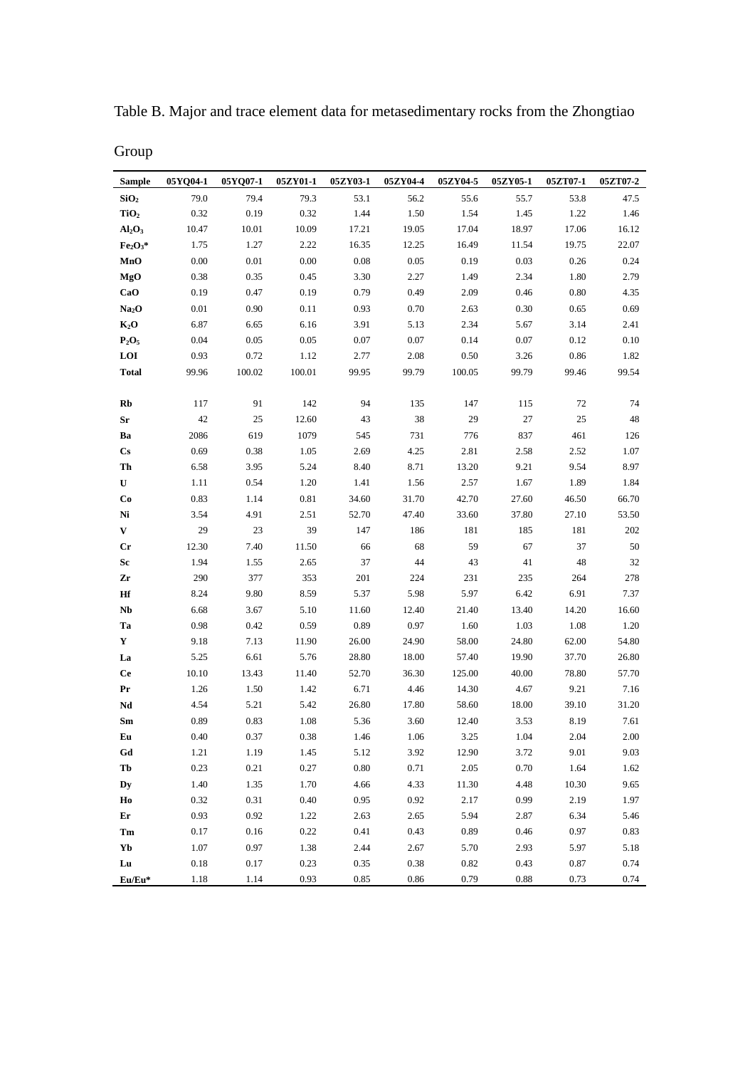Table B. Major and trace element data for metasedimentary rocks from the Zhongtiao Group

| Sample | 05YQ04-1 | 05YQ07-1 | 05ZY01-1 | 05ZY03-1 | 05ZY04-4 | 05ZY04-5 | 05ZY05-1 | 05ZT07-1 | 05ZT07-2 |
|---|---|---|---|---|---|---|---|---|---|
| $SiO_2$ | 79.0 | 79.4 | 79.3 | 53.1 | 56.2 | 55.6 | 55.7 | 53.8 | 47.5 |
| $TiO_2$ | 0.32 | 0.19 | 0.32 | 1.44 | 1.50 | 1.54 | 1.45 | 1.22 | 1.46 |
| $Al_2O_3$ | 10.47 | 10.01 | 10.09 | 17.21 | 19.05 | 17.04 | 18.97 | 17.06 | 16.12 |
| $Fe_2O_3$* | 1.75 | 1.27 | 2.22 | 16.35 | 12.25 | 16.49 | 11.54 | 19.75 | 22.07 |
| MnO | 0.00 | 0.01 | 0.00 | 0.08 | 0.05 | 0.19 | 0.03 | 0.26 | 0.24 |
| MgO | 0.38 | 0.35 | 0.45 | 3.30 | 2.27 | 1.49 | 2.34 | 1.80 | 2.79 |
| CaO | 0.19 | 0.47 | 0.19 | 0.79 | 0.49 | 2.09 | 0.46 | 0.80 | 4.35 |
| $Na_2O$ | 0.01 | 0.90 | 0.11 | 0.93 | 0.70 | 2.63 | 0.30 | 0.65 | 0.69 |
| $K_2O$ | 6.87 | 6.65 | 6.16 | 3.91 | 5.13 | 2.34 | 5.67 | 3.14 | 2.41 |
| $P_2O_5$ | 0.04 | 0.05 | 0.05 | 0.07 | 0.07 | 0.14 | 0.07 | 0.12 | 0.10 |
| LOI | 0.93 | 0.72 | 1.12 | 2.77 | 2.08 | 0.50 | 3.26 | 0.86 | 1.82 |
| Total | 99.96 | 100.02 | 100.01 | 99.95 | 99.79 | 100.05 | 99.79 | 99.46 | 99.54 |
| | | | | | | | | | |
| Rb | 117 | 91 | 142 | 94 | 135 | 147 | 115 | 72 | 74 |
| Sr | 42 | 25 | 12.60 | 43 | 38 | 29 | 27 | 25 | 48 |
| Ba | 2086 | 619 | 1079 | 545 | 731 | 776 | 837 | 461 | 126 |
| Cs | 0.69 | 0.38 | 1.05 | 2.69 | 4.25 | 2.81 | 2.58 | 2.52 | 1.07 |
| Th | 6.58 | 3.95 | 5.24 | 8.40 | 8.71 | 13.20 | 9.21 | 9.54 | 8.97 |
| U | 1.11 | 0.54 | 1.20 | 1.41 | 1.56 | 2.57 | 1.67 | 1.89 | 1.84 |
| Co | 0.83 | 1.14 | 0.81 | 34.60 | 31.70 | 42.70 | 27.60 | 46.50 | 66.70 |
| Ni | 3.54 | 4.91 | 2.51 | 52.70 | 47.40 | 33.60 | 37.80 | 27.10 | 53.50 |
| V | 29 | 23 | 39 | 147 | 186 | 181 | 185 | 181 | 202 |
| Cr | 12.30 | 7.40 | 11.50 | 66 | 68 | 59 | 67 | 37 | 50 |
| Sc | 1.94 | 1.55 | 2.65 | 37 | 44 | 43 | 41 | 48 | 32 |
| Zr | 290 | 377 | 353 | 201 | 224 | 231 | 235 | 264 | 278 |
| Hf | 8.24 | 9.80 | 8.59 | 5.37 | 5.98 | 5.97 | 6.42 | 6.91 | 7.37 |
| Nb | 6.68 | 3.67 | 5.10 | 11.60 | 12.40 | 21.40 | 13.40 | 14.20 | 16.60 |
| Ta | 0.98 | 0.42 | 0.59 | 0.89 | 0.97 | 1.60 | 1.03 | 1.08 | 1.20 |
| Y | 9.18 | 7.13 | 11.90 | 26.00 | 24.90 | 58.00 | 24.80 | 62.00 | 54.80 |
| La | 5.25 | 6.61 | 5.76 | 28.80 | 18.00 | 57.40 | 19.90 | 37.70 | 26.80 |
| Ce | 10.10 | 13.43 | 11.40 | 52.70 | 36.30 | 125.00 | 40.00 | 78.80 | 57.70 |
| Pr | 1.26 | 1.50 | 1.42 | 6.71 | 4.46 | 14.30 | 4.67 | 9.21 | 7.16 |
| Nd | 4.54 | 5.21 | 5.42 | 26.80 | 17.80 | 58.60 | 18.00 | 39.10 | 31.20 |
| Sm | 0.89 | 0.83 | 1.08 | 5.36 | 3.60 | 12.40 | 3.53 | 8.19 | 7.61 |
| Eu | 0.40 | 0.37 | 0.38 | 1.46 | 1.06 | 3.25 | 1.04 | 2.04 | 2.00 |
| Gd | 1.21 | 1.19 | 1.45 | 5.12 | 3.92 | 12.90 | 3.72 | 9.01 | 9.03 |
| Tb | 0.23 | 0.21 | 0.27 | 0.80 | 0.71 | 2.05 | 0.70 | 1.64 | 1.62 |
| Dy | 1.40 | 1.35 | 1.70 | 4.66 | 4.33 | 11.30 | 4.48 | 10.30 | 9.65 |
| Ho | 0.32 | 0.31 | 0.40 | 0.95 | 0.92 | 2.17 | 0.99 | 2.19 | 1.97 |
| Er | 0.93 | 0.92 | 1.22 | 2.63 | 2.65 | 5.94 | 2.87 | 6.34 | 5.46 |
| Tm | 0.17 | 0.16 | 0.22 | 0.41 | 0.43 | 0.89 | 0.46 | 0.97 | 0.83 |
| Yb | 1.07 | 0.97 | 1.38 | 2.44 | 2.67 | 5.70 | 2.93 | 5.97 | 5.18 |
| Lu | 0.18 | 0.17 | 0.23 | 0.35 | 0.38 | 0.82 | 0.43 | 0.87 | 0.74 |
| Eu/Eu* | 1.18 | 1.14 | 0.93 | 0.85 | 0.86 | 0.79 | 0.88 | 0.73 | 0.74 |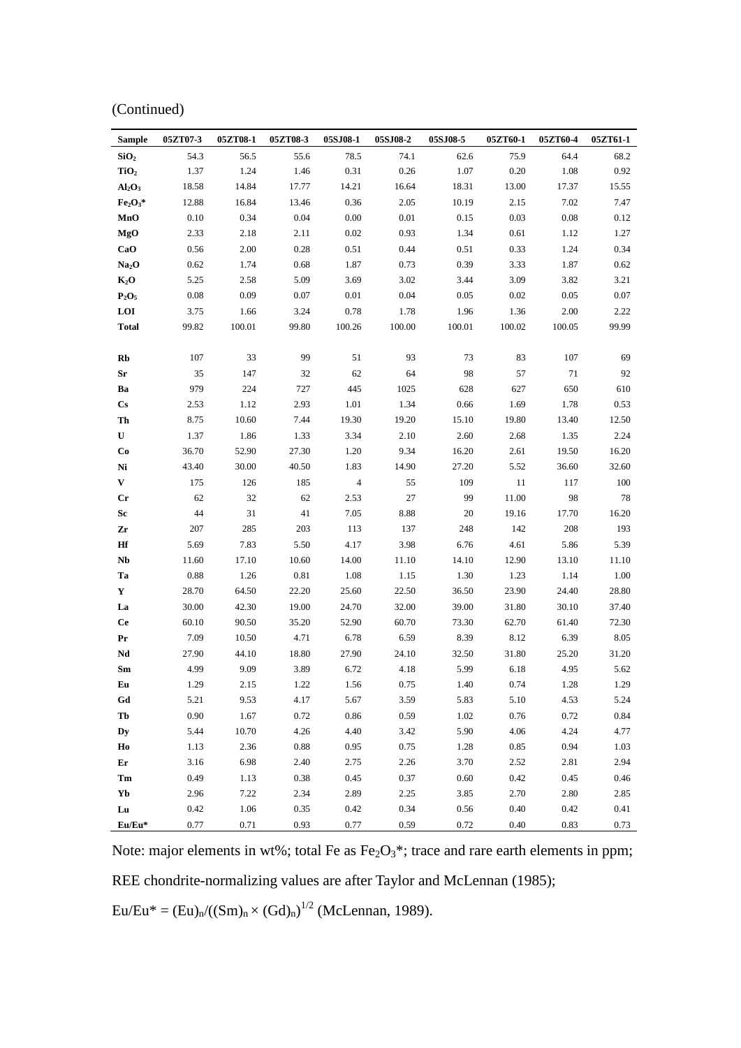(Continued)

| Sample | 05ZT07-3 | 05ZT08-1 | 05ZT08-3 | 05SJ08-1 | 05SJ08-2 | 05SJ08-5 | 05ZT60-1 | 05ZT60-4 | 05ZT61-1 |
|---|---|---|---|---|---|---|---|---|---|
| $SiO_2$ | 54.3 | 56.5 | 55.6 | 78.5 | 74.1 | 62.6 | 75.9 | 64.4 | 68.2 |
| $TiO_2$ | 1.37 | 1.24 | 1.46 | 0.31 | 0.26 | 1.07 | 0.20 | 1.08 | 0.92 |
| $Al_2O_3$ | 18.58 | 14.84 | 17.77 | 14.21 | 16.64 | 18.31 | 13.00 | 17.37 | 15.55 |
| $Fe_2O_3$* | 12.88 | 16.84 | 13.46 | 0.36 | 2.05 | 10.19 | 2.15 | 7.02 | 7.47 |
| MnO | 0.10 | 0.34 | 0.04 | 0.00 | 0.01 | 0.15 | 0.03 | 0.08 | 0.12 |
| MgO | 2.33 | 2.18 | 2.11 | 0.02 | 0.93 | 1.34 | 0.61 | 1.12 | 1.27 |
| CaO | 0.56 | 2.00 | 0.28 | 0.51 | 0.44 | 0.51 | 0.33 | 1.24 | 0.34 |
| $Na_2O$ | 0.62 | 1.74 | 0.68 | 1.87 | 0.73 | 0.39 | 3.33 | 1.87 | 0.62 |
| $K_2O$ | 5.25 | 2.58 | 5.09 | 3.69 | 3.02 | 3.44 | 3.09 | 3.82 | 3.21 |
| $P_2O_5$ | 0.08 | 0.09 | 0.07 | 0.01 | 0.04 | 0.05 | 0.02 | 0.05 | 0.07 |
| LOI | 3.75 | 1.66 | 3.24 | 0.78 | 1.78 | 1.96 | 1.36 | 2.00 | 2.22 |
| Total | 99.82 | 100.01 | 99.80 | 100.26 | 100.00 | 100.01 | 100.02 | 100.05 | 99.99 |
| | | | | | | | | | |
| Rb | 107 | 33 | 99 | 51 | 93 | 73 | 83 | 107 | 69 |
| Sr | 35 | 147 | 32 | 62 | 64 | 98 | 57 | 71 | 92 |
| Ba | 979 | 224 | 727 | 445 | 1025 | 628 | 627 | 650 | 610 |
| Cs | 2.53 | 1.12 | 2.93 | 1.01 | 1.34 | 0.66 | 1.69 | 1.78 | 0.53 |
| Th | 8.75 | 10.60 | 7.44 | 19.30 | 19.20 | 15.10 | 19.80 | 13.40 | 12.50 |
| U | 1.37 | 1.86 | 1.33 | 3.34 | 2.10 | 2.60 | 2.68 | 1.35 | 2.24 |
| Co | 36.70 | 52.90 | 27.30 | 1.20 | 9.34 | 16.20 | 2.61 | 19.50 | 16.20 |
| Ni | 43.40 | 30.00 | 40.50 | 1.83 | 14.90 | 27.20 | 5.52 | 36.60 | 32.60 |
| V | 175 | 126 | 185 | 4 | 55 | 109 | 11 | 117 | 100 |
| Cr | 62 | 32 | 62 | 2.53 | 27 | 99 | 11.00 | 98 | 78 |
| Sc | 44 | 31 | 41 | 7.05 | 8.88 | 20 | 19.16 | 17.70 | 16.20 |
| Zr | 207 | 285 | 203 | 113 | 137 | 248 | 142 | 208 | 193 |
| Hf | 5.69 | 7.83 | 5.50 | 4.17 | 3.98 | 6.76 | 4.61 | 5.86 | 5.39 |
| Nb | 11.60 | 17.10 | 10.60 | 14.00 | 11.10 | 14.10 | 12.90 | 13.10 | 11.10 |
| Ta | 0.88 | 1.26 | 0.81 | 1.08 | 1.15 | 1.30 | 1.23 | 1.14 | 1.00 |
| Y | 28.70 | 64.50 | 22.20 | 25.60 | 22.50 | 36.50 | 23.90 | 24.40 | 28.80 |
| La | 30.00 | 42.30 | 19.00 | 24.70 | 32.00 | 39.00 | 31.80 | 30.10 | 37.40 |
| Ce | 60.10 | 90.50 | 35.20 | 52.90 | 60.70 | 73.30 | 62.70 | 61.40 | 72.30 |
| Pr | 7.09 | 10.50 | 4.71 | 6.78 | 6.59 | 8.39 | 8.12 | 6.39 | 8.05 |
| Nd | 27.90 | 44.10 | 18.80 | 27.90 | 24.10 | 32.50 | 31.80 | 25.20 | 31.20 |
| Sm | 4.99 | 9.09 | 3.89 | 6.72 | 4.18 | 5.99 | 6.18 | 4.95 | 5.62 |
| Eu | 1.29 | 2.15 | 1.22 | 1.56 | 0.75 | 1.40 | 0.74 | 1.28 | 1.29 |
| Gd | 5.21 | 9.53 | 4.17 | 5.67 | 3.59 | 5.83 | 5.10 | 4.53 | 5.24 |
| Tb | 0.90 | 1.67 | 0.72 | 0.86 | 0.59 | 1.02 | 0.76 | 0.72 | 0.84 |
| Dy | 5.44 | 10.70 | 4.26 | 4.40 | 3.42 | 5.90 | 4.06 | 4.24 | 4.77 |
| Ho | 1.13 | 2.36 | 0.88 | 0.95 | 0.75 | 1.28 | 0.85 | 0.94 | 1.03 |
| Er | 3.16 | 6.98 | 2.40 | 2.75 | 2.26 | 3.70 | 2.52 | 2.81 | 2.94 |
| Tm | 0.49 | 1.13 | 0.38 | 0.45 | 0.37 | 0.60 | 0.42 | 0.45 | 0.46 |
| Yb | 2.96 | 7.22 | 2.34 | 2.89 | 2.25 | 3.85 | 2.70 | 2.80 | 2.85 |
| Lu | 0.42 | 1.06 | 0.35 | 0.42 | 0.34 | 0.56 | 0.40 | 0.42 | 0.41 |
| Eu/Eu* | 0.77 | 0.71 | 0.93 | 0.77 | 0.59 | 0.72 | 0.40 | 0.83 | 0.73 |

Note: major elements in wt%; total Fe as $Fe_2O_3$*; trace and rare earth elements in ppm; REE chondrite-normalizing values are after Taylor and McLennan (1985); $Eu/Eu^* = (Eu)_n/((Sm)_n \times (Gd)_n)^{1/2}$ (McLennan, 1989).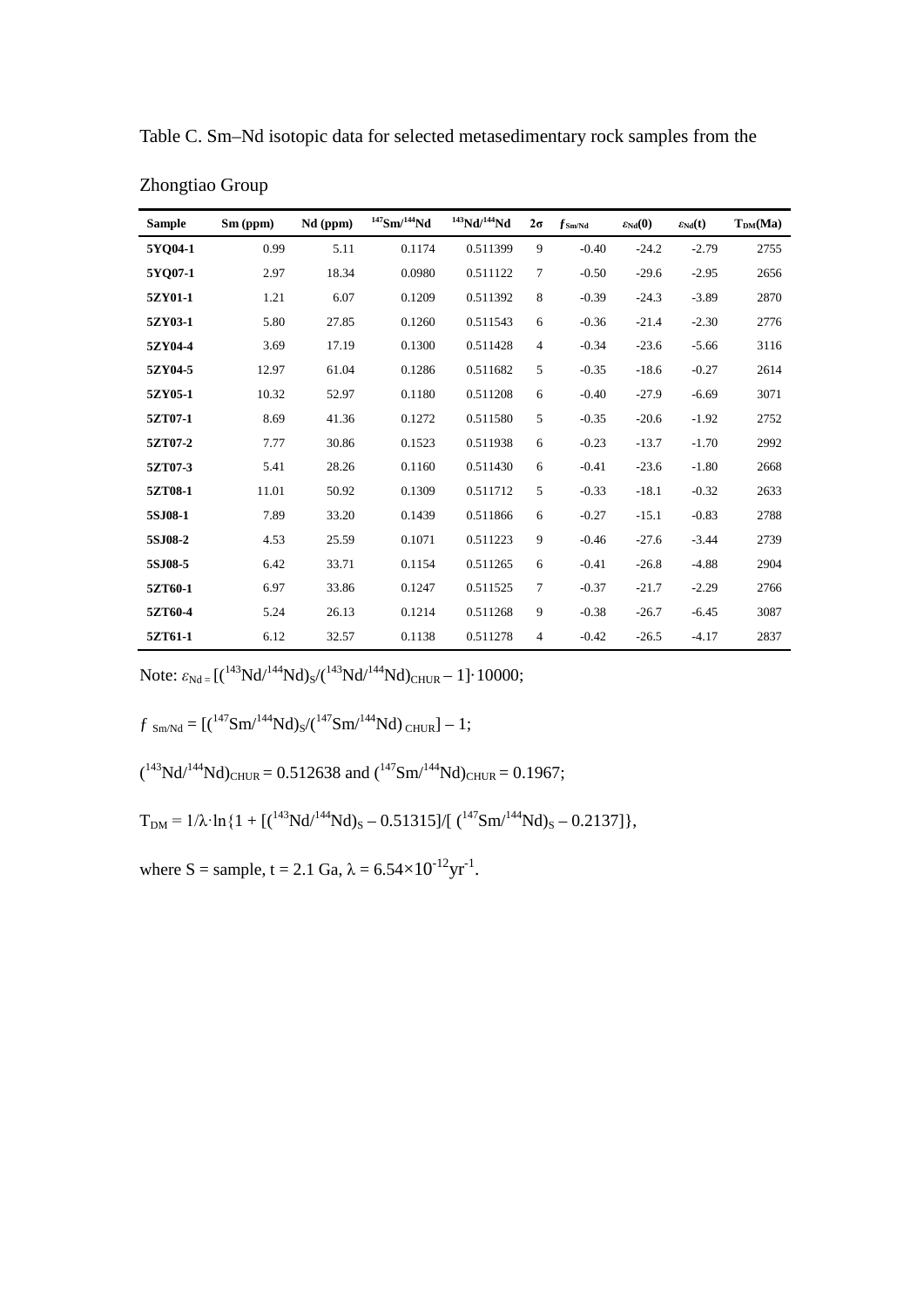Table C. Sm–Nd isotopic data for selected metasedimentary rock samples from the Zhongtiao Group

| Sample | Sm (ppm) | Nd (ppm) | $^{147}Sm/^{144}Nd$ | $^{143}Nd/^{144}Nd$ | 2σ | $f_{Sm/Nd}$ | $\varepsilon_{Nd}(0)$ | $\varepsilon_{Nd}(t)$ | $T_{DM}$(Ma) |
|---|---|---|---|---|---|---|---|---|---|
| 5YQ04-1 | 0.99 | 5.11 | 0.1174 | 0.511399 | 9 | -0.40 | -24.2 | -2.79 | 2755 |
| 5YQ07-1 | 2.97 | 18.34 | 0.0980 | 0.511122 | 7 | -0.50 | -29.6 | -2.95 | 2656 |
| 5ZY01-1 | 1.21 | 6.07 | 0.1209 | 0.511392 | 8 | -0.39 | -24.3 | -3.89 | 2870 |
| 5ZY03-1 | 5.80 | 27.85 | 0.1260 | 0.511543 | 6 | -0.36 | -21.4 | -2.30 | 2776 |
| 5ZY04-4 | 3.69 | 17.19 | 0.1300 | 0.511428 | 4 | -0.34 | -23.6 | -5.66 | 3116 |
| 5ZY04-5 | 12.97 | 61.04 | 0.1286 | 0.511682 | 5 | -0.35 | -18.6 | -0.27 | 2614 |
| 5ZY05-1 | 10.32 | 52.97 | 0.1180 | 0.511208 | 6 | -0.40 | -27.9 | -6.69 | 3071 |
| 5ZT07-1 | 8.69 | 41.36 | 0.1272 | 0.511580 | 5 | -0.35 | -20.6 | -1.92 | 2752 |
| 5ZT07-2 | 7.77 | 30.86 | 0.1523 | 0.511938 | 6 | -0.23 | -13.7 | -1.70 | 2992 |
| 5ZT07-3 | 5.41 | 28.26 | 0.1160 | 0.511430 | 6 | -0.41 | -23.6 | -1.80 | 2668 |
| 5ZT08-1 | 11.01 | 50.92 | 0.1309 | 0.511712 | 5 | -0.33 | -18.1 | -0.32 | 2633 |
| 5SJ08-1 | 7.89 | 33.20 | 0.1439 | 0.511866 | 6 | -0.27 | -15.1 | -0.83 | 2788 |
| 5SJ08-2 | 4.53 | 25.59 | 0.1071 | 0.511223 | 9 | -0.46 | -27.6 | -3.44 | 2739 |
| 5SJ08-5 | 6.42 | 33.71 | 0.1154 | 0.511265 | 6 | -0.41 | -26.8 | -4.88 | 2904 |
| 5ZT60-1 | 6.97 | 33.86 | 0.1247 | 0.511525 | 7 | -0.37 | -21.7 | -2.29 | 2766 |
| 5ZT60-4 | 5.24 | 26.13 | 0.1214 | 0.511268 | 9 | -0.38 | -26.7 | -6.45 | 3087 |
| 5ZT61-1 | 6.12 | 32.57 | 0.1138 | 0.511278 | 4 | -0.42 | -26.5 | -4.17 | 2837 |

Note: $\varepsilon_{Nd} = [(^{143}Nd/^{144}Nd)_S/(^{143}Nd/^{144}Nd)_{CHUR} - 1]\cdot 10000$;

$f_{Sm/Nd} = [(^{147}Sm/^{144}Nd)_S/(^{147}Sm/^{144}Nd)_{CHUR}] - 1$;

$(^{143}Nd/^{144}Nd)_{CHUR} = 0.512638$ and $(^{147}Sm/^{144}Nd)_{CHUR} = 0.1967$;

$T_{DM} = 1/\lambda\cdot\ln\{1 + [(^{143}Nd/^{144}Nd)_S - 0.51315]/[(^{147}Sm/^{144}Nd)_S - 0.2137]\}$,

where S = sample, t = 2.1 Ga, $\lambda = 6.54\times10^{-12}yr^{-1}$.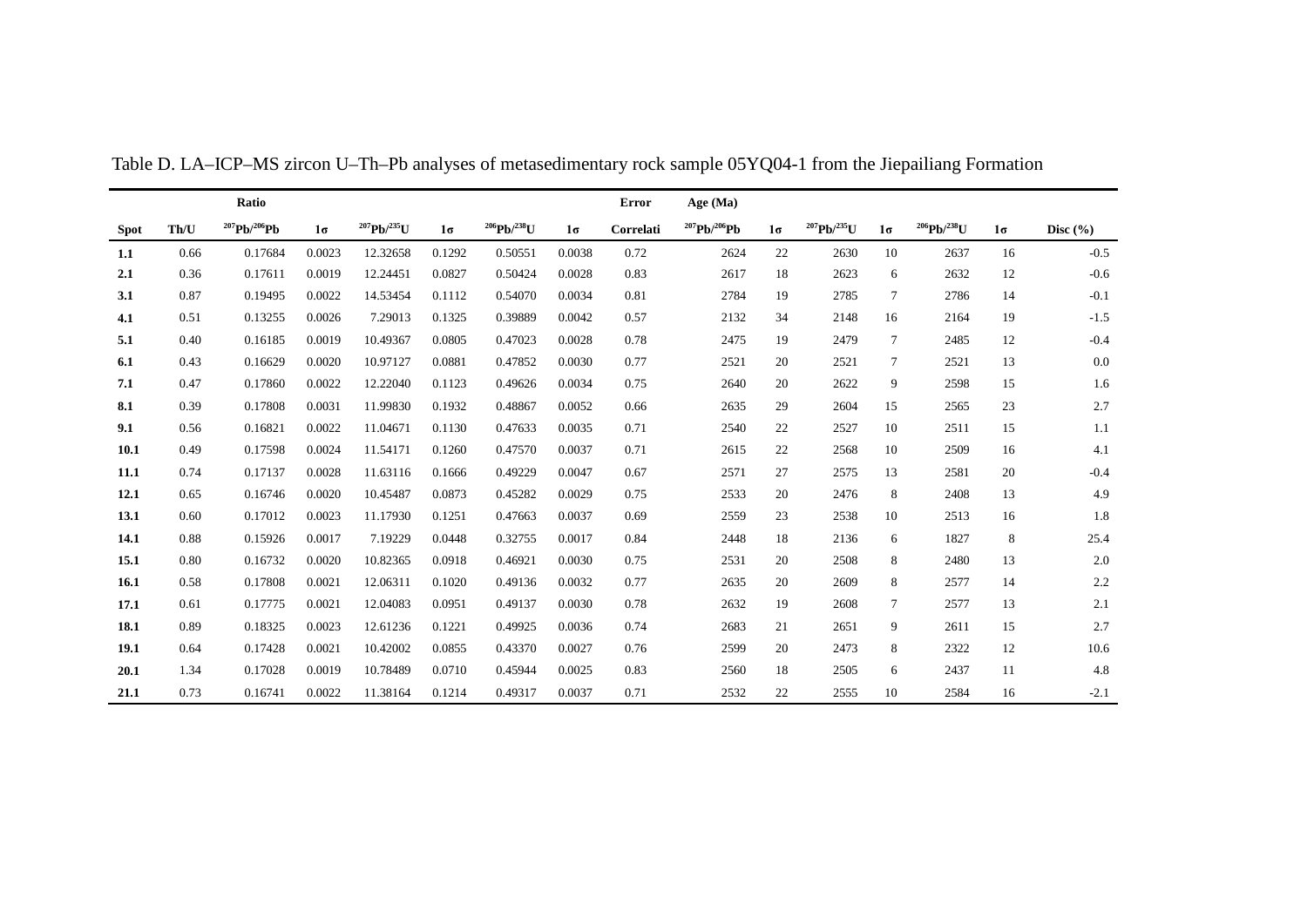Table D. LA–ICP–MS zircon U–Th–Pb analyses of metasedimentary rock sample 05YQ04-1 from the Jiepailiang Formation

| | | Ratio | | | | | | Error | Age (Ma) | | | | | | |
|---|---|---|---|---|---|---|---|---|---|---|---|---|---|---|---|
| Spot | Th/U | $^{207}Pb/^{206}Pb$ | 1σ | $^{207}Pb/^{235}U$ | 1σ | $^{206}Pb/^{238}U$ | 1σ | Correlati | $^{207}Pb/^{206}Pb$ | 1σ | $^{207}Pb/^{235}U$ | 1σ | $^{206}Pb/^{238}U$ | 1σ | Disc (%) |
| 1.1 | 0.66 | 0.17684 | 0.0023 | 12.32658 | 0.1292 | 0.50551 | 0.0038 | 0.72 | 2624 | 22 | 2630 | 10 | 2637 | 16 | -0.5 |
| 2.1 | 0.36 | 0.17611 | 0.0019 | 12.24451 | 0.0827 | 0.50424 | 0.0028 | 0.83 | 2617 | 18 | 2623 | 6 | 2632 | 12 | -0.6 |
| 3.1 | 0.87 | 0.19495 | 0.0022 | 14.53454 | 0.1112 | 0.54070 | 0.0034 | 0.81 | 2784 | 19 | 2785 | 7 | 2786 | 14 | -0.1 |
| 4.1 | 0.51 | 0.13255 | 0.0026 | 7.29013 | 0.1325 | 0.39889 | 0.0042 | 0.57 | 2132 | 34 | 2148 | 16 | 2164 | 19 | -1.5 |
| 5.1 | 0.40 | 0.16185 | 0.0019 | 10.49367 | 0.0805 | 0.47023 | 0.0028 | 0.78 | 2475 | 19 | 2479 | 7 | 2485 | 12 | -0.4 |
| 6.1 | 0.43 | 0.16629 | 0.0020 | 10.97127 | 0.0881 | 0.47852 | 0.0030 | 0.77 | 2521 | 20 | 2521 | 7 | 2521 | 13 | 0.0 |
| 7.1 | 0.47 | 0.17860 | 0.0022 | 12.22040 | 0.1123 | 0.49626 | 0.0034 | 0.75 | 2640 | 20 | 2622 | 9 | 2598 | 15 | 1.6 |
| 8.1 | 0.39 | 0.17808 | 0.0031 | 11.99830 | 0.1932 | 0.48867 | 0.0052 | 0.66 | 2635 | 29 | 2604 | 15 | 2565 | 23 | 2.7 |
| 9.1 | 0.56 | 0.16821 | 0.0022 | 11.04671 | 0.1130 | 0.47633 | 0.0035 | 0.71 | 2540 | 22 | 2527 | 10 | 2511 | 15 | 1.1 |
| 10.1 | 0.49 | 0.17598 | 0.0024 | 11.54171 | 0.1260 | 0.47570 | 0.0037 | 0.71 | 2615 | 22 | 2568 | 10 | 2509 | 16 | 4.1 |
| 11.1 | 0.74 | 0.17137 | 0.0028 | 11.63116 | 0.1666 | 0.49229 | 0.0047 | 0.67 | 2571 | 27 | 2575 | 13 | 2581 | 20 | -0.4 |
| 12.1 | 0.65 | 0.16746 | 0.0020 | 10.45487 | 0.0873 | 0.45282 | 0.0029 | 0.75 | 2533 | 20 | 2476 | 8 | 2408 | 13 | 4.9 |
| 13.1 | 0.60 | 0.17012 | 0.0023 | 11.17930 | 0.1251 | 0.47663 | 0.0037 | 0.69 | 2559 | 23 | 2538 | 10 | 2513 | 16 | 1.8 |
| 14.1 | 0.88 | 0.15926 | 0.0017 | 7.19229 | 0.0448 | 0.32755 | 0.0017 | 0.84 | 2448 | 18 | 2136 | 6 | 1827 | 8 | 25.4 |
| 15.1 | 0.80 | 0.16732 | 0.0020 | 10.82365 | 0.0918 | 0.46921 | 0.0030 | 0.75 | 2531 | 20 | 2508 | 8 | 2480 | 13 | 2.0 |
| 16.1 | 0.58 | 0.17808 | 0.0021 | 12.06311 | 0.1020 | 0.49136 | 0.0032 | 0.77 | 2635 | 20 | 2609 | 8 | 2577 | 14 | 2.2 |
| 17.1 | 0.61 | 0.17775 | 0.0021 | 12.04083 | 0.0951 | 0.49137 | 0.0030 | 0.78 | 2632 | 19 | 2608 | 7 | 2577 | 13 | 2.1 |
| 18.1 | 0.89 | 0.18325 | 0.0023 | 12.61236 | 0.1221 | 0.49925 | 0.0036 | 0.74 | 2683 | 21 | 2651 | 9 | 2611 | 15 | 2.7 |
| 19.1 | 0.64 | 0.17428 | 0.0021 | 10.42002 | 0.0855 | 0.43370 | 0.0027 | 0.76 | 2599 | 20 | 2473 | 8 | 2322 | 12 | 10.6 |
| 20.1 | 1.34 | 0.17028 | 0.0019 | 10.78489 | 0.0710 | 0.45944 | 0.0025 | 0.83 | 2560 | 18 | 2505 | 6 | 2437 | 11 | 4.8 |
| 21.1 | 0.73 | 0.16741 | 0.0022 | 11.38164 | 0.1214 | 0.49317 | 0.0037 | 0.71 | 2532 | 22 | 2555 | 10 | 2584 | 16 | -2.1 |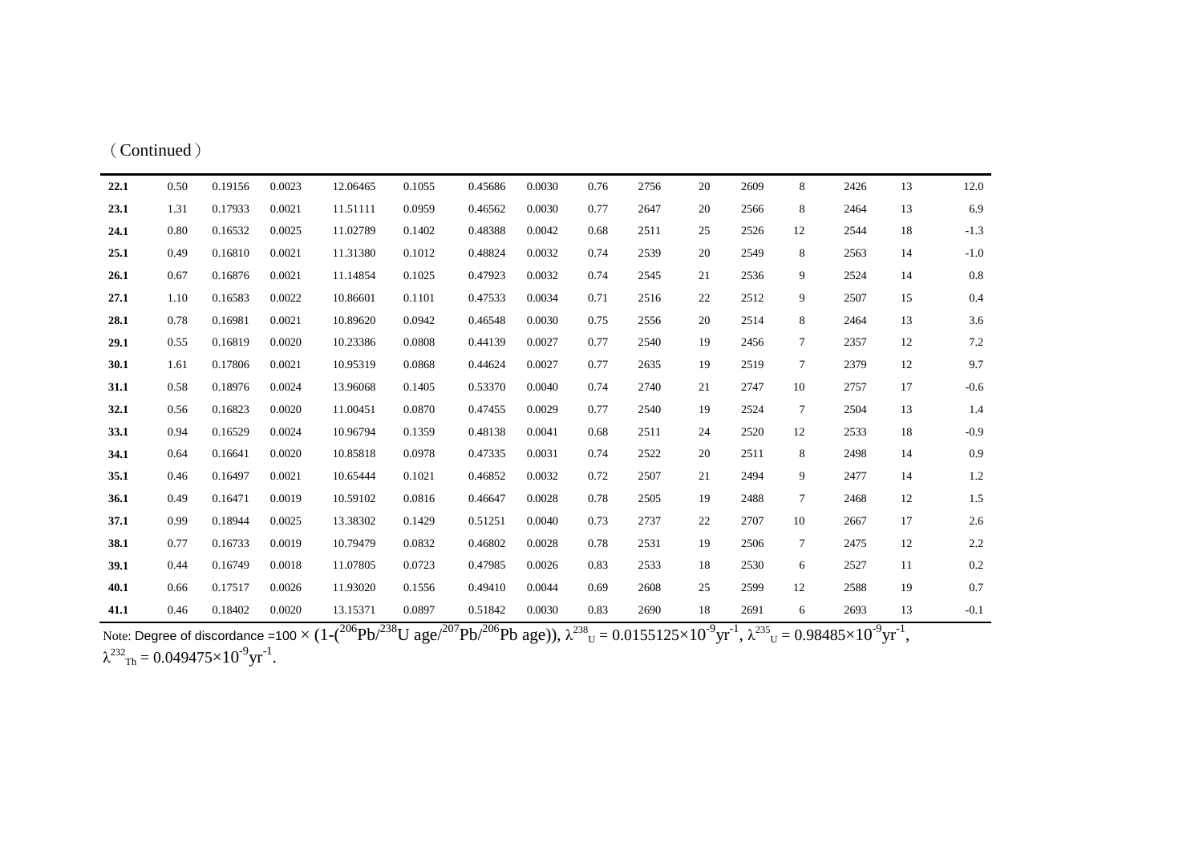(Continued)

| | | | | | | | | | | | | | | | |
|---|---|---|---|---|---|---|---|---|---|---|---|---|---|---|---|
| **22.1** | 0.50 | 0.19156 | 0.0023 | 12.06465 | 0.1055 | 0.45686 | 0.0030 | 0.76 | 2756 | 20 | 2609 | 8 | 2426 | 13 | 12.0 |
| **23.1** | 1.31 | 0.17933 | 0.0021 | 11.51111 | 0.0959 | 0.46562 | 0.0030 | 0.77 | 2647 | 20 | 2566 | 8 | 2464 | 13 | 6.9 |
| **24.1** | 0.80 | 0.16532 | 0.0025 | 11.02789 | 0.1402 | 0.48388 | 0.0042 | 0.68 | 2511 | 25 | 2526 | 12 | 2544 | 18 | -1.3 |
| **25.1** | 0.49 | 0.16810 | 0.0021 | 11.31380 | 0.1012 | 0.48824 | 0.0032 | 0.74 | 2539 | 20 | 2549 | 8 | 2563 | 14 | -1.0 |
| **26.1** | 0.67 | 0.16876 | 0.0021 | 11.14854 | 0.1025 | 0.47923 | 0.0032 | 0.74 | 2545 | 21 | 2536 | 9 | 2524 | 14 | 0.8 |
| **27.1** | 1.10 | 0.16583 | 0.0022 | 10.86601 | 0.1101 | 0.47533 | 0.0034 | 0.71 | 2516 | 22 | 2512 | 9 | 2507 | 15 | 0.4 |
| **28.1** | 0.78 | 0.16981 | 0.0021 | 10.89620 | 0.0942 | 0.46548 | 0.0030 | 0.75 | 2556 | 20 | 2514 | 8 | 2464 | 13 | 3.6 |
| **29.1** | 0.55 | 0.16819 | 0.0020 | 10.23386 | 0.0808 | 0.44139 | 0.0027 | 0.77 | 2540 | 19 | 2456 | 7 | 2357 | 12 | 7.2 |
| **30.1** | 1.61 | 0.17806 | 0.0021 | 10.95319 | 0.0868 | 0.44624 | 0.0027 | 0.77 | 2635 | 19 | 2519 | 7 | 2379 | 12 | 9.7 |
| **31.1** | 0.58 | 0.18976 | 0.0024 | 13.96068 | 0.1405 | 0.53370 | 0.0040 | 0.74 | 2740 | 21 | 2747 | 10 | 2757 | 17 | -0.6 |
| **32.1** | 0.56 | 0.16823 | 0.0020 | 11.00451 | 0.0870 | 0.47455 | 0.0029 | 0.77 | 2540 | 19 | 2524 | 7 | 2504 | 13 | 1.4 |
| **33.1** | 0.94 | 0.16529 | 0.0024 | 10.96794 | 0.1359 | 0.48138 | 0.0041 | 0.68 | 2511 | 24 | 2520 | 12 | 2533 | 18 | -0.9 |
| **34.1** | 0.64 | 0.16641 | 0.0020 | 10.85818 | 0.0978 | 0.47335 | 0.0031 | 0.74 | 2522 | 20 | 2511 | 8 | 2498 | 14 | 0.9 |
| **35.1** | 0.46 | 0.16497 | 0.0021 | 10.65444 | 0.1021 | 0.46852 | 0.0032 | 0.72 | 2507 | 21 | 2494 | 9 | 2477 | 14 | 1.2 |
| **36.1** | 0.49 | 0.16471 | 0.0019 | 10.59102 | 0.0816 | 0.46647 | 0.0028 | 0.78 | 2505 | 19 | 2488 | 7 | 2468 | 12 | 1.5 |
| **37.1** | 0.99 | 0.18944 | 0.0025 | 13.38302 | 0.1429 | 0.51251 | 0.0040 | 0.73 | 2737 | 22 | 2707 | 10 | 2667 | 17 | 2.6 |
| **38.1** | 0.77 | 0.16733 | 0.0019 | 10.79479 | 0.0832 | 0.46802 | 0.0028 | 0.78 | 2531 | 19 | 2506 | 7 | 2475 | 12 | 2.2 |
| **39.1** | 0.44 | 0.16749 | 0.0018 | 11.07805 | 0.0723 | 0.47985 | 0.0026 | 0.83 | 2533 | 18 | 2530 | 6 | 2527 | 11 | 0.2 |
| **40.1** | 0.66 | 0.17517 | 0.0026 | 11.93020 | 0.1556 | 0.49410 | 0.0044 | 0.69 | 2608 | 25 | 2599 | 12 | 2588 | 19 | 0.7 |
| **41.1** | 0.46 | 0.18402 | 0.0020 | 13.15371 | 0.0897 | 0.51842 | 0.0030 | 0.83 | 2690 | 18 | 2691 | 6 | 2693 | 13 | -0.1 |

Note: Degree of discordance =100 × (1-($^{206}$Pb/$^{238}$U age/$^{207}$Pb/$^{206}$Pb age)), $\lambda^{238}_{U} = 0.0155125\times10^{-9}yr^{-1}$, $\lambda^{235}_{U} = 0.98485\times10^{-9}yr^{-1}$, $\lambda^{232}_{Th} = 0.049475\times10^{-9}yr^{-1}$.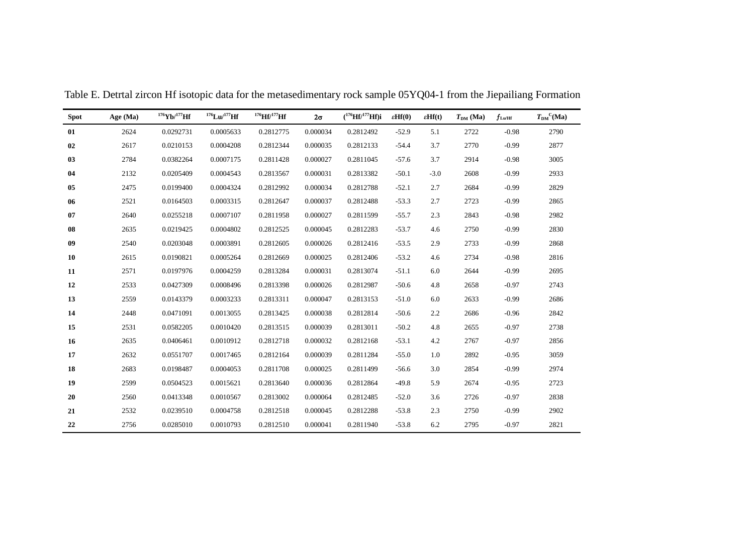Table E. Detrtal zircon Hf isotopic data for the metasedimentary rock sample 05YQ04-1 from the Jiepailiang Formation

| Spot | Age (Ma) | $^{176}Yb/^{177}Hf$ | $^{176}Lu/^{177}Hf$ | $^{176}Hf/^{177}Hf$ | $2\sigma$ | $(^{176}Hf/^{177}Hf)_i$ | $\varepsilon Hf(0)$ | $\varepsilon Hf(t)$ | $T_{DM}$ (Ma) | $f_{Lu/Hf}$ | $T_{DM}^{C}$(Ma) |
|---|---|---|---|---|---|---|---|---|---|---|---|
| 01 | 2624 | 0.0292731 | 0.0005633 | 0.2812775 | 0.000034 | 0.2812492 | -52.9 | 5.1 | 2722 | -0.98 | 2790 |
| 02 | 2617 | 0.0210153 | 0.0004208 | 0.2812344 | 0.000035 | 0.2812133 | -54.4 | 3.7 | 2770 | -0.99 | 2877 |
| 03 | 2784 | 0.0382264 | 0.0007175 | 0.2811428 | 0.000027 | 0.2811045 | -57.6 | 3.7 | 2914 | -0.98 | 3005 |
| 04 | 2132 | 0.0205409 | 0.0004543 | 0.2813567 | 0.000031 | 0.2813382 | -50.1 | -3.0 | 2608 | -0.99 | 2933 |
| 05 | 2475 | 0.0199400 | 0.0004324 | 0.2812992 | 0.000034 | 0.2812788 | -52.1 | 2.7 | 2684 | -0.99 | 2829 |
| 06 | 2521 | 0.0164503 | 0.0003315 | 0.2812647 | 0.000037 | 0.2812488 | -53.3 | 2.7 | 2723 | -0.99 | 2865 |
| 07 | 2640 | 0.0255218 | 0.0007107 | 0.2811958 | 0.000027 | 0.2811599 | -55.7 | 2.3 | 2843 | -0.98 | 2982 |
| 08 | 2635 | 0.0219425 | 0.0004802 | 0.2812525 | 0.000045 | 0.2812283 | -53.7 | 4.6 | 2750 | -0.99 | 2830 |
| 09 | 2540 | 0.0203048 | 0.0003891 | 0.2812605 | 0.000026 | 0.2812416 | -53.5 | 2.9 | 2733 | -0.99 | 2868 |
| 10 | 2615 | 0.0190821 | 0.0005264 | 0.2812669 | 0.000025 | 0.2812406 | -53.2 | 4.6 | 2734 | -0.98 | 2816 |
| 11 | 2571 | 0.0197976 | 0.0004259 | 0.2813284 | 0.000031 | 0.2813074 | -51.1 | 6.0 | 2644 | -0.99 | 2695 |
| 12 | 2533 | 0.0427309 | 0.0008496 | 0.2813398 | 0.000026 | 0.2812987 | -50.6 | 4.8 | 2658 | -0.97 | 2743 |
| 13 | 2559 | 0.0143379 | 0.0003233 | 0.2813311 | 0.000047 | 0.2813153 | -51.0 | 6.0 | 2633 | -0.99 | 2686 |
| 14 | 2448 | 0.0471091 | 0.0013055 | 0.2813425 | 0.000038 | 0.2812814 | -50.6 | 2.2 | 2686 | -0.96 | 2842 |
| 15 | 2531 | 0.0582205 | 0.0010420 | 0.2813515 | 0.000039 | 0.2813011 | -50.2 | 4.8 | 2655 | -0.97 | 2738 |
| 16 | 2635 | 0.0406461 | 0.0010912 | 0.2812718 | 0.000032 | 0.2812168 | -53.1 | 4.2 | 2767 | -0.97 | 2856 |
| 17 | 2632 | 0.0551707 | 0.0017465 | 0.2812164 | 0.000039 | 0.2811284 | -55.0 | 1.0 | 2892 | -0.95 | 3059 |
| 18 | 2683 | 0.0198487 | 0.0004053 | 0.2811708 | 0.000025 | 0.2811499 | -56.6 | 3.0 | 2854 | -0.99 | 2974 |
| 19 | 2599 | 0.0504523 | 0.0015621 | 0.2813640 | 0.000036 | 0.2812864 | -49.8 | 5.9 | 2674 | -0.95 | 2723 |
| 20 | 2560 | 0.0413348 | 0.0010567 | 0.2813002 | 0.000064 | 0.2812485 | -52.0 | 3.6 | 2726 | -0.97 | 2838 |
| 21 | 2532 | 0.0239510 | 0.0004758 | 0.2812518 | 0.000045 | 0.2812288 | -53.8 | 2.3 | 2750 | -0.99 | 2902 |
| 22 | 2756 | 0.0285010 | 0.0010793 | 0.2812510 | 0.000041 | 0.2811940 | -53.8 | 6.2 | 2795 | -0.97 | 2821 |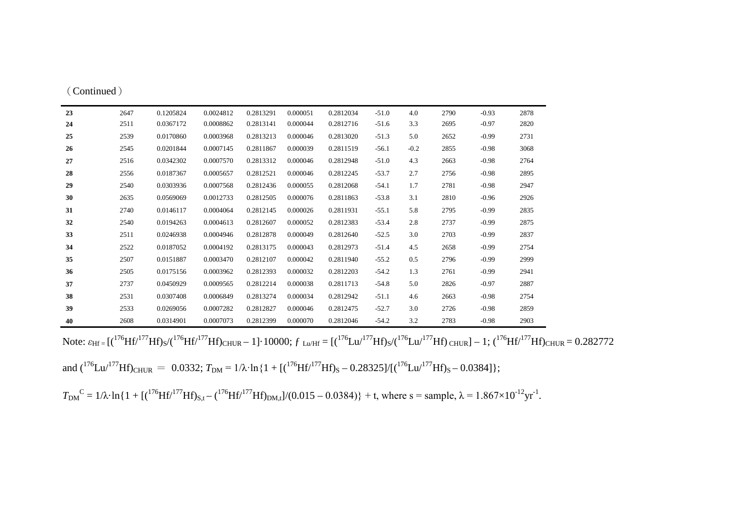（Continued）

| | | | | | | | | | | | |
|---|---|---|---|---|---|---|---|---|---|---|---|
| **23** | 2647 | 0.1205824 | 0.0024812 | 0.2813291 | 0.000051 | 0.2812034 | -51.0 | 4.0 | 2790 | -0.93 | 2878 |
| **24** | 2511 | 0.0367172 | 0.0008862 | 0.2813141 | 0.000044 | 0.2812716 | -51.6 | 3.3 | 2695 | -0.97 | 2820 |
| **25** | 2539 | 0.0170860 | 0.0003968 | 0.2813213 | 0.000046 | 0.2813020 | -51.3 | 5.0 | 2652 | -0.99 | 2731 |
| **26** | 2545 | 0.0201844 | 0.0007145 | 0.2811867 | 0.000039 | 0.2811519 | -56.1 | -0.2 | 2855 | -0.98 | 3068 |
| **27** | 2516 | 0.0342302 | 0.0007570 | 0.2813312 | 0.000046 | 0.2812948 | -51.0 | 4.3 | 2663 | -0.98 | 2764 |
| **28** | 2556 | 0.0187367 | 0.0005657 | 0.2812521 | 0.000046 | 0.2812245 | -53.7 | 2.7 | 2756 | -0.98 | 2895 |
| **29** | 2540 | 0.0303936 | 0.0007568 | 0.2812436 | 0.000055 | 0.2812068 | -54.1 | 1.7 | 2781 | -0.98 | 2947 |
| **30** | 2635 | 0.0569069 | 0.0012733 | 0.2812505 | 0.000076 | 0.2811863 | -53.8 | 3.1 | 2810 | -0.96 | 2926 |
| **31** | 2740 | 0.0146117 | 0.0004064 | 0.2812145 | 0.000026 | 0.2811931 | -55.1 | 5.8 | 2795 | -0.99 | 2835 |
| **32** | 2540 | 0.0194263 | 0.0004613 | 0.2812607 | 0.000052 | 0.2812383 | -53.4 | 2.8 | 2737 | -0.99 | 2875 |
| **33** | 2511 | 0.0246938 | 0.0004946 | 0.2812878 | 0.000049 | 0.2812640 | -52.5 | 3.0 | 2703 | -0.99 | 2837 |
| **34** | 2522 | 0.0187052 | 0.0004192 | 0.2813175 | 0.000043 | 0.2812973 | -51.4 | 4.5 | 2658 | -0.99 | 2754 |
| **35** | 2507 | 0.0151887 | 0.0003470 | 0.2812107 | 0.000042 | 0.2811940 | -55.2 | 0.5 | 2796 | -0.99 | 2999 |
| **36** | 2505 | 0.0175156 | 0.0003962 | 0.2812393 | 0.000032 | 0.2812203 | -54.2 | 1.3 | 2761 | -0.99 | 2941 |
| **37** | 2737 | 0.0450929 | 0.0009565 | 0.2812214 | 0.000038 | 0.2811713 | -54.8 | 5.0 | 2826 | -0.97 | 2887 |
| **38** | 2531 | 0.0307408 | 0.0006849 | 0.2813274 | 0.000034 | 0.2812942 | -51.1 | 4.6 | 2663 | -0.98 | 2754 |
| **39** | 2533 | 0.0269056 | 0.0007282 | 0.2812827 | 0.000046 | 0.2812475 | -52.7 | 3.0 | 2726 | -0.98 | 2859 |
| **40** | 2608 | 0.0314901 | 0.0007073 | 0.2812399 | 0.000070 | 0.2812046 | -54.2 | 3.2 | 2783 | -0.98 | 2903 |

Note: $\varepsilon_{Hf} = [(^{176}Hf/^{177}Hf)_S/(^{176}Hf/^{177}Hf)_{CHUR} - 1]\cdot 10000$; $f_{Lu/Hf} = [(^{176}Lu/^{177}Hf)_S/(^{176}Lu/^{177}Hf)_{CHUR}] - 1$; $(^{176}Hf/^{177}Hf)_{CHUR} = 0.282772$ and $(^{176}Lu/^{177}Hf)_{CHUR} = 0.0332$; $T_{DM} = 1/\lambda\cdot\ln\{1 + [(^{176}Hf/^{177}Hf)_S - 0.28325]/[(^{176}Lu/^{177}Hf)_S - 0.0384]\}$;

$T_{DM}^{C} = 1/\lambda\cdot\ln\{1 + [(^{176}Hf/^{177}Hf)_{S,t} - (^{176}Hf/^{177}Hf)_{DM,t}]/(0.015 - 0.0384)\} + t$, where s = sample, $\lambda = 1.867\times10^{-12}yr^{-1}$.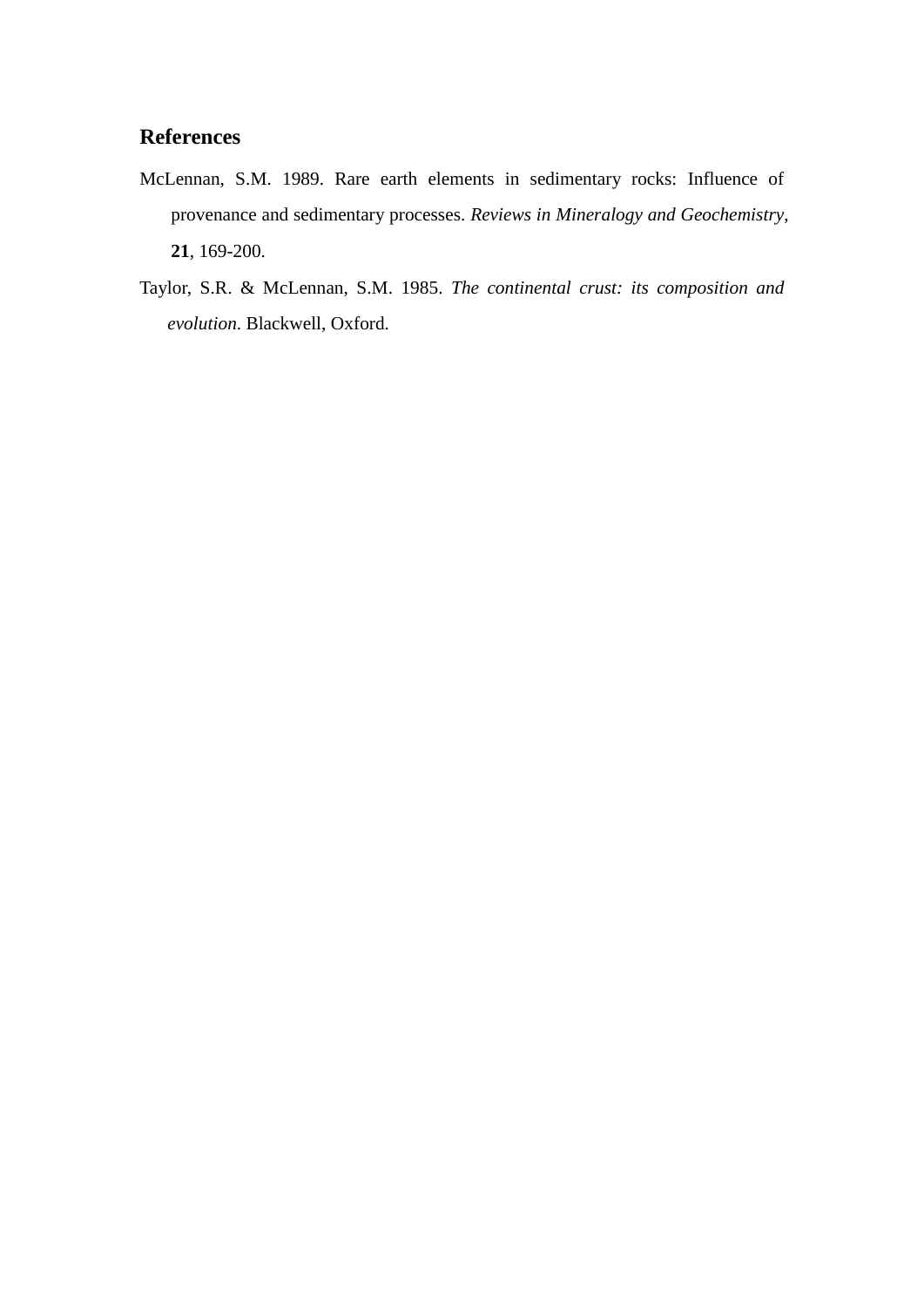## References

McLennan, S.M. 1989. Rare earth elements in sedimentary rocks: Influence of provenance and sedimentary processes. *Reviews in Mineralogy and Geochemistry*, **21**, 169-200.

Taylor, S.R. & McLennan, S.M. 1985. *The continental crust: its composition and evolution*. Blackwell, Oxford.